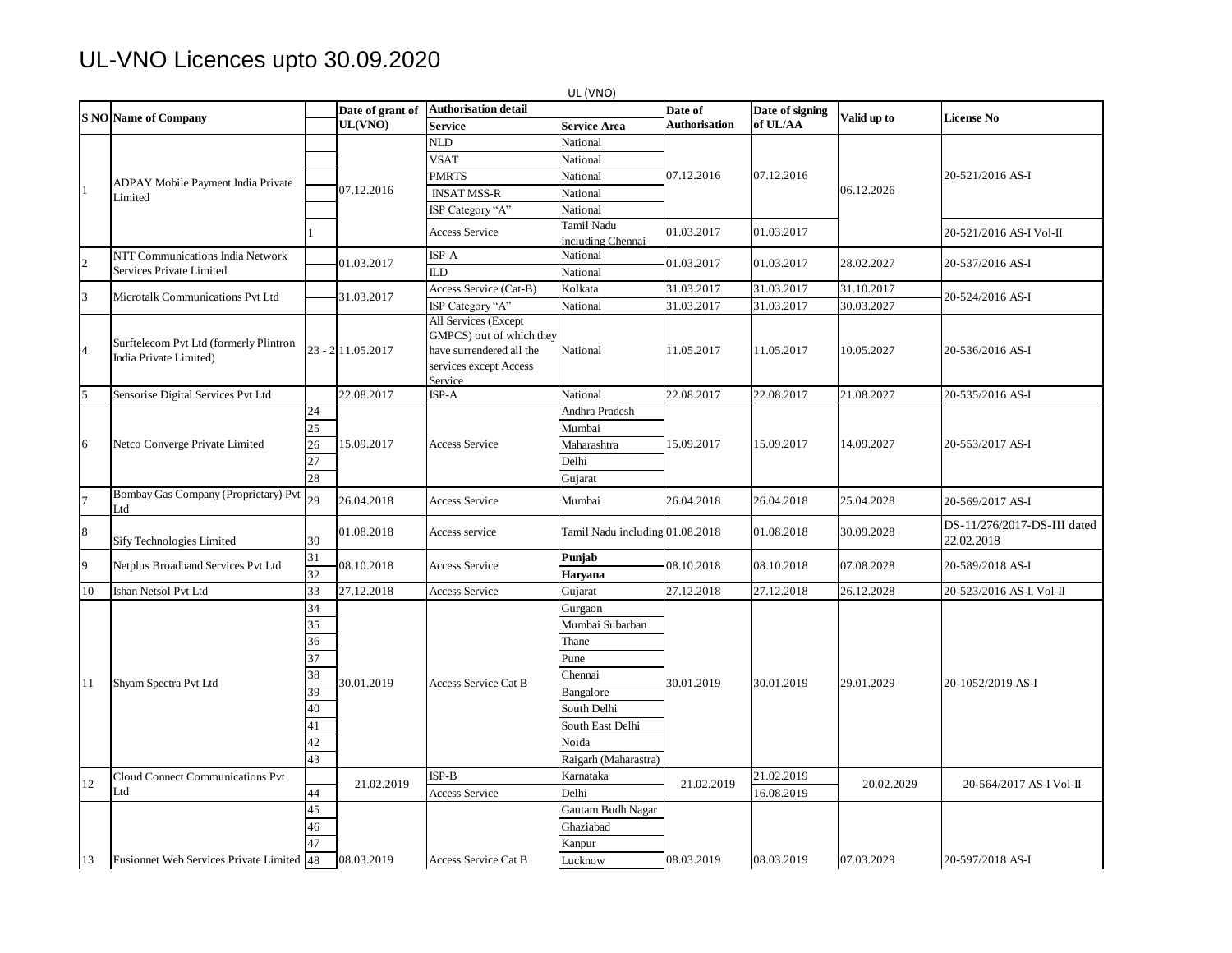# UL-VNO Licences upto 30.09.2020

UL (VNO)

| S NO | Name of Company | | Date of grant of UL(VNO) | Authorisation detail | | Date of Authorisation | Date of signing of UL/AA | Valid up to | License No |
|---|---|---|---|---|---|---|---|---|---|
| | | | | Service | Service Area | | | | |
| 1 | ADPAY Mobile Payment India Private Limited | | 07.12.2016 | NLD | National | 07.12.2016 | 07.12.2016 | 06.12.2026 | 20-521/2016 AS-I |
| | | | | VSAT | National | | | | |
| | | | | PMRTS | National | | | | |
| | | | | INSAT MSS-R | National | | | | |
| | | | | ISP Category "A" | National | | | | |
| | | 1 | | Access Service | Tamil Nadu including Chennai | 01.03.2017 | 01.03.2017 | | 20-521/2016 AS-I Vol-II |
| 2 | NTT Communications India Network Services Private Limited | | 01.03.2017 | ISP-A | National | 01.03.2017 | 01.03.2017 | 28.02.2027 | 20-537/2016 AS-I |
| | | | | ILD | National | | | | |
| 3 | Microtalk Communications Pvt Ltd | | 31.03.2017 | Access Service (Cat-B) | Kolkata | 31.03.2017 | 31.03.2017 | 31.10.2017 | 20-524/2016 AS-I |
| | | | | ISP Category "A" | National | 31.03.2017 | 31.03.2017 | 30.03.2027 | |
| 4 | Surftelecom Pvt Ltd (formerly Plintron India Private Limited) | 23 - 2 | 11.05.2017 | All Services (Except GMPCS) out of which they have surrendered all the services except Access Service | National | 11.05.2017 | 11.05.2017 | 10.05.2027 | 20-536/2016 AS-I |
| 5 | Sensorise Digital Services Pvt Ltd | | 22.08.2017 | ISP-A | National | 22.08.2017 | 22.08.2017 | 21.08.2027 | 20-535/2016 AS-I |
| 6 | Netco Converge Private Limited | 24 | 15.09.2017 | Access Service | Andhra Pradesh | 15.09.2017 | 15.09.2017 | 14.09.2027 | 20-553/2017 AS-I |
| | | 25 | | | Mumbai | | | | |
| | | 26 | | | Maharashtra | | | | |
| | | 27 | | | Delhi | | | | |
| | | 28 | | | Gujarat | | | | |
| 7 | Bombay Gas Company (Proprietary) Pvt Ltd | 29 | 26.04.2018 | Access Service | Mumbai | 26.04.2018 | 26.04.2018 | 25.04.2028 | 20-569/2017 AS-I |
| 8 | Sify Technologies Limited | 30 | 01.08.2018 | Access service | Tamil Nadu including | 01.08.2018 | 01.08.2018 | 30.09.2028 | DS-11/276/2017-DS-III dated 22.02.2018 |
| 9 | Netplus Broadband Services Pvt Ltd | 31 | 08.10.2018 | Access Service | **Punjab** | 08.10.2018 | 08.10.2018 | 07.08.2028 | 20-589/2018 AS-I |
| | | 32 | | | **Haryana** | | | | |
| 10 | Ishan Netsol Pvt Ltd | 33 | 27.12.2018 | Access Service | Gujarat | 27.12.2018 | 27.12.2018 | 26.12.2028 | 20-523/2016 AS-I, Vol-II |
| 11 | Shyam Spectra Pvt Ltd | 34 | 30.01.2019 | Access Service Cat B | Gurgaon | 30.01.2019 | 30.01.2019 | 29.01.2029 | 20-1052/2019 AS-I |
| | | 35 | | | Mumbai Subarban | | | | |
| | | 36 | | | Thane | | | | |
| | | 37 | | | Pune | | | | |
| | | 38 | | | Chennai | | | | |
| | | 39 | | | Bangalore | | | | |
| | | 40 | | | South Delhi | | | | |
| | | 41 | | | South East Delhi | | | | |
| | | 42 | | | Noida | | | | |
| | | 43 | | | Raigarh (Maharastra) | | | | |
| 12 | Cloud Connect Communications Pvt Ltd | | 21.02.2019 | ISP-B | Karnataka | 21.02.2019 | 21.02.2019 | 20.02.2029 | 20-564/2017 AS-I Vol-II |
| | | 44 | | Access Service | Delhi | | 16.08.2019 | | |
| 13 | Fusionnet Web Services Private Limited | 45 | 08.03.2019 | Access Service Cat B | Gautam Budh Nagar | 08.03.2019 | 08.03.2019 | 07.03.2029 | 20-597/2018 AS-I |
| | | 46 | | | Ghaziabad | | | | |
| | | 47 | | | Kanpur | | | | |
| | | 48 | | | Lucknow | | | | |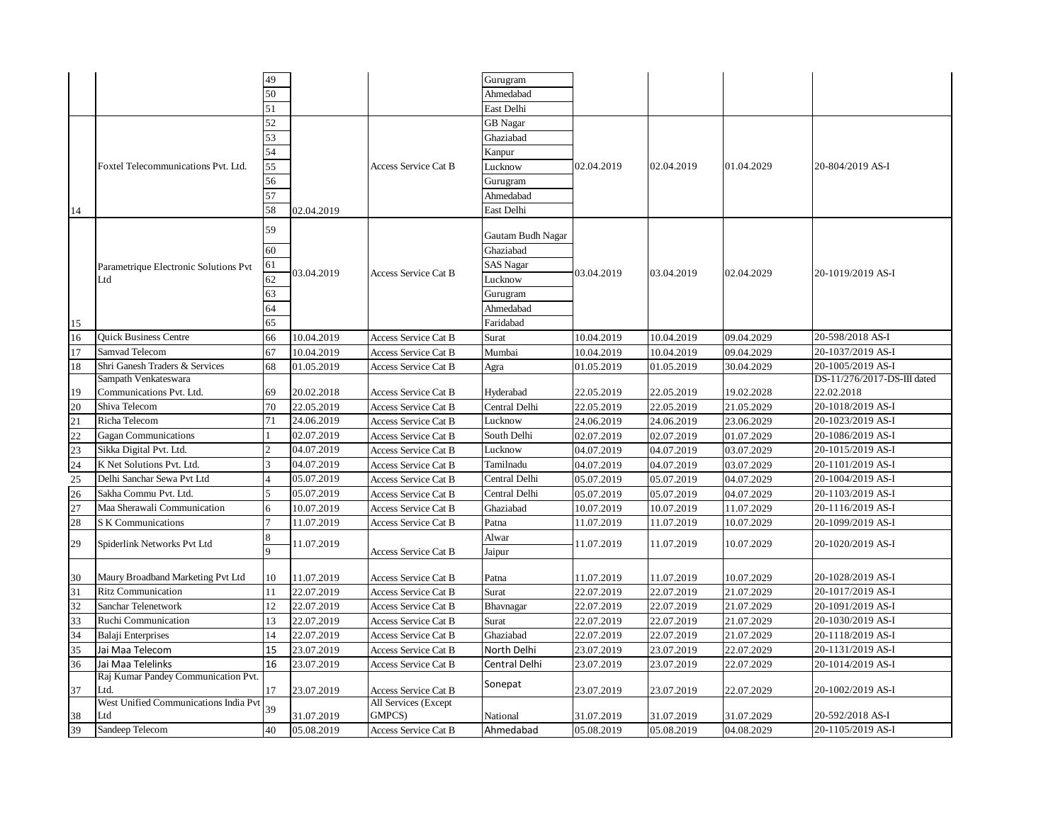| | | | | | | | | | |
|---|---|---|---|---|---|---|---|---|---|
| | | 49 | | | Gurugram | | | | |
| | | 50 | | | Ahmedabad | | | | |
| | | 51 | | | East Delhi | | | | |
| | | 52 | | | GB Nagar | | | | |
| | | 53 | | | Ghaziabad | | | | |
| | | 54 | | | Kanpur | | | | |
| | Foxtel Telecommunications Pvt. Ltd. | 55 | | Access Service Cat B | Lucknow | 02.04.2019 | 02.04.2019 | 01.04.2029 | 20-804/2019 AS-I |
| | | 56 | | | Gurugram | | | | |
| | | 57 | | | Ahmedabad | | | | |
| 14 | | 58 | 02.04.2019 | | East Delhi | | | | |
| | | 59 | | | Gautam Budh Nagar | | | | |
| | | 60 | | | Ghaziabad | | | | |
| | Parametrique Electronic Solutions Pvt Ltd | 61 | 03.04.2019 | Access Service Cat B | SAS Nagar | 03.04.2019 | 03.04.2019 | 02.04.2029 | 20-1019/2019 AS-I |
| | | 62 | | | Lucknow | | | | |
| | | 63 | | | Gurugram | | | | |
| | | 64 | | | Ahmedabad | | | | |
| 15 | | 65 | | | Faridabad | | | | |
| 16 | Quick Business Centre | 66 | 10.04.2019 | Access Service Cat B | Surat | 10.04.2019 | 10.04.2019 | 09.04.2029 | 20-598/2018 AS-I |
| 17 | Samvad Telecom | 67 | 10.04.2019 | Access Service Cat B | Mumbai | 10.04.2019 | 10.04.2019 | 09.04.2029 | 20-1037/2019 AS-I |
| 18 | Shri Ganesh Traders & Services | 68 | 01.05.2019 | Access Service Cat B | Agra | 01.05.2019 | 01.05.2019 | 30.04.2029 | 20-1005/2019 AS-I |
| 19 | Sampath Venkateswara Communications Pvt. Ltd. | 69 | 20.02.2018 | Access Service Cat B | Hyderabad | 22.05.2019 | 22.05.2019 | 19.02.2028 | DS-11/276/2017-DS-III dated 22.02.2018 |
| 20 | Shiva Telecom | 70 | 22.05.2019 | Access Service Cat B | Central Delhi | 22.05.2019 | 22.05.2019 | 21.05.2029 | 20-1018/2019 AS-I |
| 21 | Richa Telecom | 71 | 24.06.2019 | Access Service Cat B | Lucknow | 24.06.2019 | 24.06.2019 | 23.06.2029 | 20-1023/2019 AS-I |
| 22 | Gagan Communications | 1 | 02.07.2019 | Access Service Cat B | South Delhi | 02.07.2019 | 02.07.2019 | 01.07.2029 | 20-1086/2019 AS-I |
| 23 | Sikka Digital Pvt. Ltd. | 2 | 04.07.2019 | Access Service Cat B | Lucknow | 04.07.2019 | 04.07.2019 | 03.07.2029 | 20-1015/2019 AS-I |
| 24 | K Net Solutions Pvt. Ltd. | 3 | 04.07.2019 | Access Service Cat B | Tamilnadu | 04.07.2019 | 04.07.2019 | 03.07.2029 | 20-1101/2019 AS-I |
| 25 | Delhi Sanchar Sewa Pvt Ltd | 4 | 05.07.2019 | Access Service Cat B | Central Delhi | 05.07.2019 | 05.07.2019 | 04.07.2029 | 20-1004/2019 AS-I |
| 26 | Sakha Commu Pvt. Ltd. | 5 | 05.07.2019 | Access Service Cat B | Central Delhi | 05.07.2019 | 05.07.2019 | 04.07.2029 | 20-1103/2019 AS-I |
| 27 | Maa Sherawali Communication | 6 | 10.07.2019 | Access Service Cat B | Ghaziabad | 10.07.2019 | 10.07.2019 | 11.07.2029 | 20-1116/2019 AS-I |
| 28 | S K Communications | 7 | 11.07.2019 | Access Service Cat B | Patna | 11.07.2019 | 11.07.2019 | 10.07.2029 | 20-1099/2019 AS-I |
| 29 | Spiderlink Networks Pvt Ltd | 8 | 11.07.2019 | Access Service Cat B | Alwar | 11.07.2019 | 11.07.2019 | 10.07.2029 | 20-1020/2019 AS-I |
| | | 9 | | | Jaipur | | | | |
| 30 | Maury Broadband Marketing Pvt Ltd | 10 | 11.07.2019 | Access Service Cat B | Patna | 11.07.2019 | 11.07.2019 | 10.07.2029 | 20-1028/2019 AS-I |
| 31 | Ritz Communication | 11 | 22.07.2019 | Access Service Cat B | Surat | 22.07.2019 | 22.07.2019 | 21.07.2029 | 20-1017/2019 AS-I |
| 32 | Sanchar Telenetwork | 12 | 22.07.2019 | Access Service Cat B | Bhavnagar | 22.07.2019 | 22.07.2019 | 21.07.2029 | 20-1091/2019 AS-I |
| 33 | Ruchi Communication | 13 | 22.07.2019 | Access Service Cat B | Surat | 22.07.2019 | 22.07.2019 | 21.07.2029 | 20-1030/2019 AS-I |
| 34 | Balaji Enterprises | 14 | 22.07.2019 | Access Service Cat B | Ghaziabad | 22.07.2019 | 22.07.2019 | 21.07.2029 | 20-1118/2019 AS-I |
| 35 | Jai Maa Telecom | 15 | 23.07.2019 | Access Service Cat B | North Delhi | 23.07.2019 | 23.07.2019 | 22.07.2029 | 20-1131/2019 AS-I |
| 36 | Jai Maa Telelinks | 16 | 23.07.2019 | Access Service Cat B | Central Delhi | 23.07.2019 | 23.07.2019 | 22.07.2029 | 20-1014/2019 AS-I |
| 37 | Raj Kumar Pandey Communication Pvt. Ltd. | 17 | 23.07.2019 | Access Service Cat B | Sonepat | 23.07.2019 | 23.07.2019 | 22.07.2029 | 20-1002/2019 AS-I |
| 38 | West Unified Communications India Pvt Ltd | 39 | 31.07.2019 | All Services (Except GMPCS) | National | 31.07.2019 | 31.07.2019 | 31.07.2029 | 20-592/2018 AS-I |
| 39 | Sandeep Telecom | 40 | 05.08.2019 | Access Service Cat B | Ahmedabad | 05.08.2019 | 05.08.2019 | 04.08.2029 | 20-1105/2019 AS-I |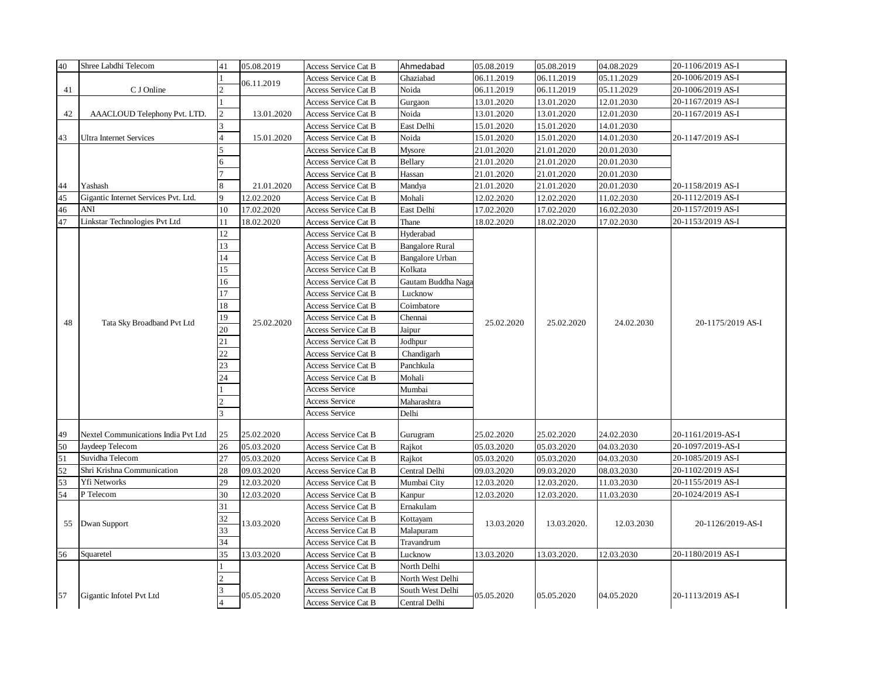| | | | | | | | | | |
|---|---|---|---|---|---|---|---|---|---|
| 40 | Shree Labdhi Telecom | 41 | 05.08.2019 | Access Service Cat B | Ahmedabad | 05.08.2019 | 05.08.2019 | 04.08.2029 | 20-1106/2019 AS-I |
| 41 | C J Online | 1 | 06.11.2019 | Access Service Cat B | Ghaziabad | 06.11.2019 | 06.11.2019 | 05.11.2029 | 20-1006/2019 AS-I |
| | | 2 | | Access Service Cat B | Noida | 06.11.2019 | 06.11.2019 | 05.11.2029 | 20-1006/2019 AS-I |
| 42 | AAACLOUD Telephony Pvt. LTD. | 1 | 13.01.2020 | Access Service Cat B | Gurgaon | 13.01.2020 | 13.01.2020 | 12.01.2030 | 20-1167/2019 AS-I |
| | | 2 | | Access Service Cat B | Noida | 13.01.2020 | 13.01.2020 | 12.01.2030 | 20-1167/2019 AS-I |
| 43 | Ultra Internet Services | 3 | 15.01.2020 | Access Service Cat B | East Delhi | 15.01.2020 | 15.01.2020 | 14.01.2030 | 20-1147/2019 AS-I |
| | | 4 | | Access Service Cat B | Noida | 15.01.2020 | 15.01.2020 | 14.01.2030 | |
| 44 | Yashash | 5 | 21.01.2020 | Access Service Cat B | Mysore | 21.01.2020 | 21.01.2020 | 20.01.2030 | 20-1158/2019 AS-I |
| | | 6 | | Access Service Cat B | Bellary | 21.01.2020 | 21.01.2020 | 20.01.2030 | |
| | | 7 | | Access Service Cat B | Hassan | 21.01.2020 | 21.01.2020 | 20.01.2030 | |
| | | 8 | | Access Service Cat B | Mandya | 21.01.2020 | 21.01.2020 | 20.01.2030 | |
| 45 | Gigantic Internet Services Pvt. Ltd. | 9 | 12.02.2020 | Access Service Cat B | Mohali | 12.02.2020 | 12.02.2020 | 11.02.2030 | 20-1112/2019 AS-I |
| 46 | ANI | 10 | 17.02.2020 | Access Service Cat B | East Delhi | 17.02.2020 | 17.02.2020 | 16.02.2030 | 20-1157/2019 AS-I |
| 47 | Linkstar Technologies Pvt Ltd | 11 | 18.02.2020 | Access Service Cat B | Thane | 18.02.2020 | 18.02.2020 | 17.02.2030 | 20-1153/2019 AS-I |
| 48 | Tata Sky Broadband Pvt Ltd | 12 | 25.02.2020 | Access Service Cat B | Hyderabad | 25.02.2020 | 25.02.2020 | 24.02.2030 | 20-1175/2019 AS-I |
| | | 13 | | Access Service Cat B | Bangalore Rural | | | | |
| | | 14 | | Access Service Cat B | Bangalore Urban | | | | |
| | | 15 | | Access Service Cat B | Kolkata | | | | |
| | | 16 | | Access Service Cat B | Gautam Buddha Naga | | | | |
| | | 17 | | Access Service Cat B | Lucknow | | | | |
| | | 18 | | Access Service Cat B | Coimbatore | | | | |
| | | 19 | | Access Service Cat B | Chennai | | | | |
| | | 20 | | Access Service Cat B | Jaipur | | | | |
| | | 21 | | Access Service Cat B | Jodhpur | | | | |
| | | 22 | | Access Service Cat B | Chandigarh | | | | |
| | | 23 | | Access Service Cat B | Panchkula | | | | |
| | | 24 | | Access Service Cat B | Mohali | | | | |
| | | 1 | | Access Service | Mumbai | | | | |
| | | 2 | | Access Service | Maharashtra | | | | |
| | | 3 | | Access Service | Delhi | | | | |
| 49 | Nextel Communications India Pvt Ltd | 25 | 25.02.2020 | Access Service Cat B | Gurugram | 25.02.2020 | 25.02.2020 | 24.02.2030 | 20-1161/2019-AS-I |
| 50 | Jaydeep Telecom | 26 | 05.03.2020 | Access Service Cat B | Rajkot | 05.03.2020 | 05.03.2020 | 04.03.2030 | 20-1097/2019-AS-I |
| 51 | Suvidha Telecom | 27 | 05.03.2020 | Access Service Cat B | Rajkot | 05.03.2020 | 05.03.2020 | 04.03.2030 | 20-1085/2019 AS-I |
| 52 | Shri Krishna Communication | 28 | 09.03.2020 | Access Service Cat B | Central Delhi | 09.03.2020 | 09.03.2020 | 08.03.2030 | 20-1102/2019 AS-I |
| 53 | Yfi Networks | 29 | 12.03.2020 | Access Service Cat B | Mumbai City | 12.03.2020 | 12.03.2020. | 11.03.2030 | 20-1155/2019 AS-I |
| 54 | P Telecom | 30 | 12.03.2020 | Access Service Cat B | Kanpur | 12.03.2020 | 12.03.2020. | 11.03.2030 | 20-1024/2019 AS-I |
| 55 | Dwan Support | 31 | 13.03.2020 | Access Service Cat B | Ernakulam | 13.03.2020 | 13.03.2020. | 12.03.2030 | 20-1126/2019-AS-I |
| | | 32 | | Access Service Cat B | Kottayam | | | | |
| | | 33 | | Access Service Cat B | Malapuram | | | | |
| | | 34 | | Access Service Cat B | Travandrum | | | | |
| 56 | Squaretel | 35 | 13.03.2020 | Access Service Cat B | Lucknow | 13.03.2020 | 13.03.2020. | 12.03.2030 | 20-1180/2019 AS-I |
| 57 | Gigantic Infotel Pvt Ltd | 1 | 05.05.2020 | Access Service Cat B | North Delhi | 05.05.2020 | 05.05.2020 | 04.05.2020 | 20-1113/2019 AS-I |
| | | 2 | | Access Service Cat B | North West Delhi | | | | |
| | | 3 | | Access Service Cat B | South West Delhi | | | | |
| | | 4 | | Access Service Cat B | Central Delhi | | | | |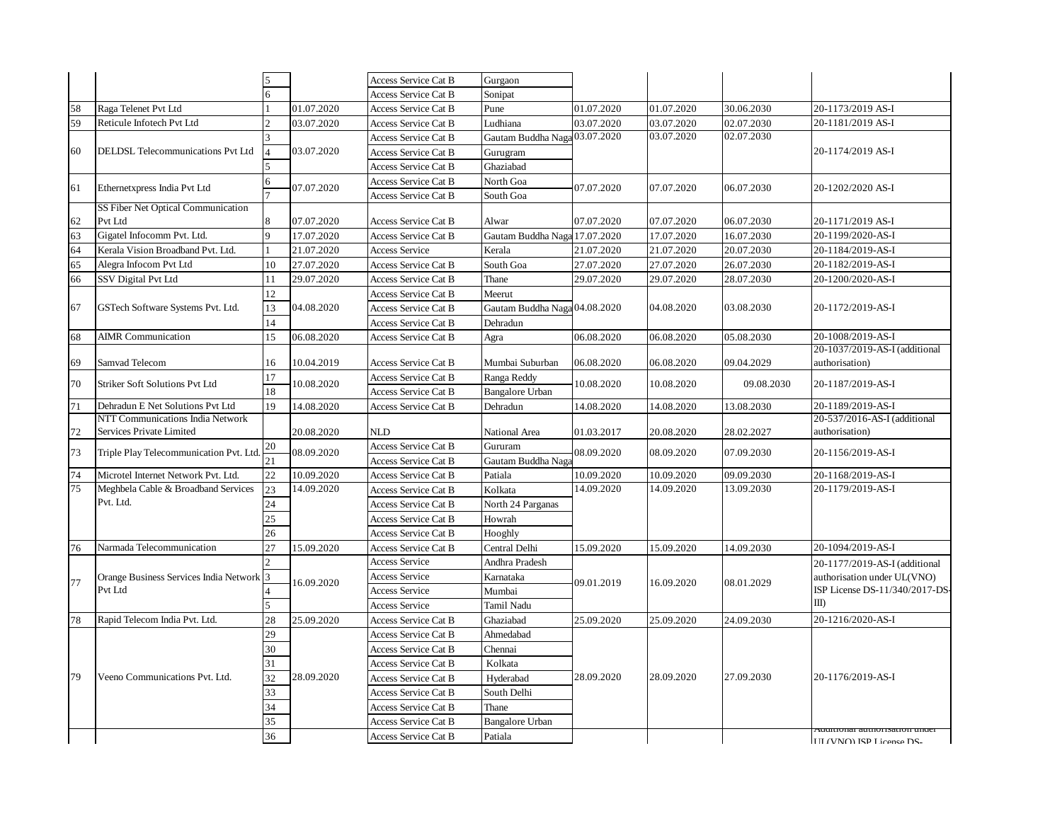| | | | | | | | | | |
|---|---|---|---|---|---|---|---|---|---|
| | | 5 | | Access Service Cat B | Gurgaon | | | | |
| | | 6 | | Access Service Cat B | Sonipat | | | | |
| 58 | Raga Telenet Pvt Ltd | 1 | 01.07.2020 | Access Service Cat B | Pune | 01.07.2020 | 01.07.2020 | 30.06.2030 | 20-1173/2019 AS-I |
| 59 | Reticule Infotech Pvt Ltd | 2 | 03.07.2020 | Access Service Cat B | Ludhiana | 03.07.2020 | 03.07.2020 | 02.07.2030 | 20-1181/2019 AS-I |
| 60 | DELDSL Telecommunications Pvt Ltd | 3 | 03.07.2020 | Access Service Cat B | Gautam Buddha Naga | 03.07.2020 | 03.07.2020 | 02.07.2030 | 20-1174/2019 AS-I |
| | | 4 | | Access Service Cat B | Gurugram | | | | |
| | | 5 | | Access Service Cat B | Ghaziabad | | | | |
| 61 | Ethernetxpress India Pvt Ltd | 6 | 07.07.2020 | Access Service Cat B | North Goa | 07.07.2020 | 07.07.2020 | 06.07.2030 | 20-1202/2020 AS-I |
| | | 7 | | Access Service Cat B | South Goa | | | | |
| 62 | SS Fiber Net Optical Communication Pvt Ltd | 8 | 07.07.2020 | Access Service Cat B | Alwar | 07.07.2020 | 07.07.2020 | 06.07.2030 | 20-1171/2019 AS-I |
| 63 | Gigatel Infocomm Pvt. Ltd. | 9 | 17.07.2020 | Access Service Cat B | Gautam Buddha Naga | 17.07.2020 | 17.07.2020 | 16.07.2030 | 20-1199/2020-AS-I |
| 64 | Kerala Vision Broadband Pvt. Ltd. | 1 | 21.07.2020 | Access Service | Kerala | 21.07.2020 | 21.07.2020 | 20.07.2030 | 20-1184/2019-AS-I |
| 65 | Alegra Infocom Pvt Ltd | 10 | 27.07.2020 | Access Service Cat B | South Goa | 27.07.2020 | 27.07.2020 | 26.07.2030 | 20-1182/2019-AS-I |
| 66 | SSV Digital Pvt Ltd | 11 | 29.07.2020 | Access Service Cat B | Thane | 29.07.2020 | 29.07.2020 | 28.07.2030 | 20-1200/2020-AS-I |
| 67 | GSTech Software Systems Pvt. Ltd. | 12 | 04.08.2020 | Access Service Cat B | Meerut | 04.08.2020 | 04.08.2020 | 03.08.2030 | 20-1172/2019-AS-I |
| | | 13 | | Access Service Cat B | Gautam Buddha Naga | | | | |
| | | 14 | | Access Service Cat B | Dehradun | | | | |
| 68 | AIMR Communication | 15 | 06.08.2020 | Access Service Cat B | Agra | 06.08.2020 | 06.08.2020 | 05.08.2030 | 20-1008/2019-AS-I |
| 69 | Samvad Telecom | 16 | 10.04.2019 | Access Service Cat B | Mumbai Suburban | 06.08.2020 | 06.08.2020 | 09.04.2029 | 20-1037/2019-AS-I (additional authorisation) |
| 70 | Striker Soft Solutions Pvt Ltd | 17 | 10.08.2020 | Access Service Cat B | Ranga Reddy | 10.08.2020 | 10.08.2020 | 09.08.2030 | 20-1187/2019-AS-I |
| | | 18 | | Access Service Cat B | Bangalore Urban | | | | |
| 71 | Dehradun E Net Solutions Pvt Ltd | 19 | 14.08.2020 | Access Service Cat B | Dehradun | 14.08.2020 | 14.08.2020 | 13.08.2030 | 20-1189/2019-AS-I |
| 72 | NTT Communications India Network Services Private Limited | | 20.08.2020 | NLD | National Area | 01.03.2017 | 20.08.2020 | 28.02.2027 | 20-537/2016-AS-I (additional authorisation) |
| 73 | Triple Play Telecommunication Pvt. Ltd. | 20 | 08.09.2020 | Access Service Cat B | Gururam | 08.09.2020 | 08.09.2020 | 07.09.2030 | 20-1156/2019-AS-I |
| | | 21 | | Access Service Cat B | Gautam Buddha Naga | | | | |
| 74 | Microtel Internet Network Pvt. Ltd. | 22 | 10.09.2020 | Access Service Cat B | Patiala | 10.09.2020 | 10.09.2020 | 09.09.2030 | 20-1168/2019-AS-I |
| 75 | Meghbela Cable & Broadband Services Pvt. Ltd. | 23 | 14.09.2020 | Access Service Cat B | Kolkata | 14.09.2020 | 14.09.2020 | 13.09.2030 | 20-1179/2019-AS-I |
| | | 24 | | Access Service Cat B | North 24 Parganas | | | | |
| | | 25 | | Access Service Cat B | Howrah | | | | |
| | | 26 | | Access Service Cat B | Hooghly | | | | |
| 76 | Narmada Telecommunication | 27 | 15.09.2020 | Access Service Cat B | Central Delhi | 15.09.2020 | 15.09.2020 | 14.09.2030 | 20-1094/2019-AS-I |
| 77 | Orange Business Services India Network Pvt Ltd | 2 | 16.09.2020 | Access Service | Andhra Pradesh | 09.01.2019 | 16.09.2020 | 08.01.2029 | 20-1177/2019-AS-I (additional authorisation under UL(VNO) ISP License DS-11/340/2017-DS-III) |
| | | 3 | | Access Service | Karnataka | | | | |
| | | 4 | | Access Service | Mumbai | | | | |
| | | 5 | | Access Service | Tamil Nadu | | | | |
| 78 | Rapid Telecom India Pvt. Ltd. | 28 | 25.09.2020 | Access Service Cat B | Ghaziabad | 25.09.2020 | 25.09.2020 | 24.09.2030 | 20-1216/2020-AS-I |
| 79 | Veeno Communications Pvt. Ltd. | 29 | 28.09.2020 | Access Service Cat B | Ahmedabad | 28.09.2020 | 28.09.2020 | 27.09.2030 | 20-1176/2019-AS-I |
| | | 30 | | Access Service Cat B | Chennai | | | | |
| | | 31 | | Access Service Cat B | Kolkata | | | | |
| | | 32 | | Access Service Cat B | Hyderabad | | | | |
| | | 33 | | Access Service Cat B | South Delhi | | | | |
| | | 34 | | Access Service Cat B | Thane | | | | |
| | | 35 | | Access Service Cat B | Bangalore Urban | | | | |
| | | 36 | | Access Service Cat B | Patiala | | | | Additional authorisation under UL(VNO) ISP License DS- |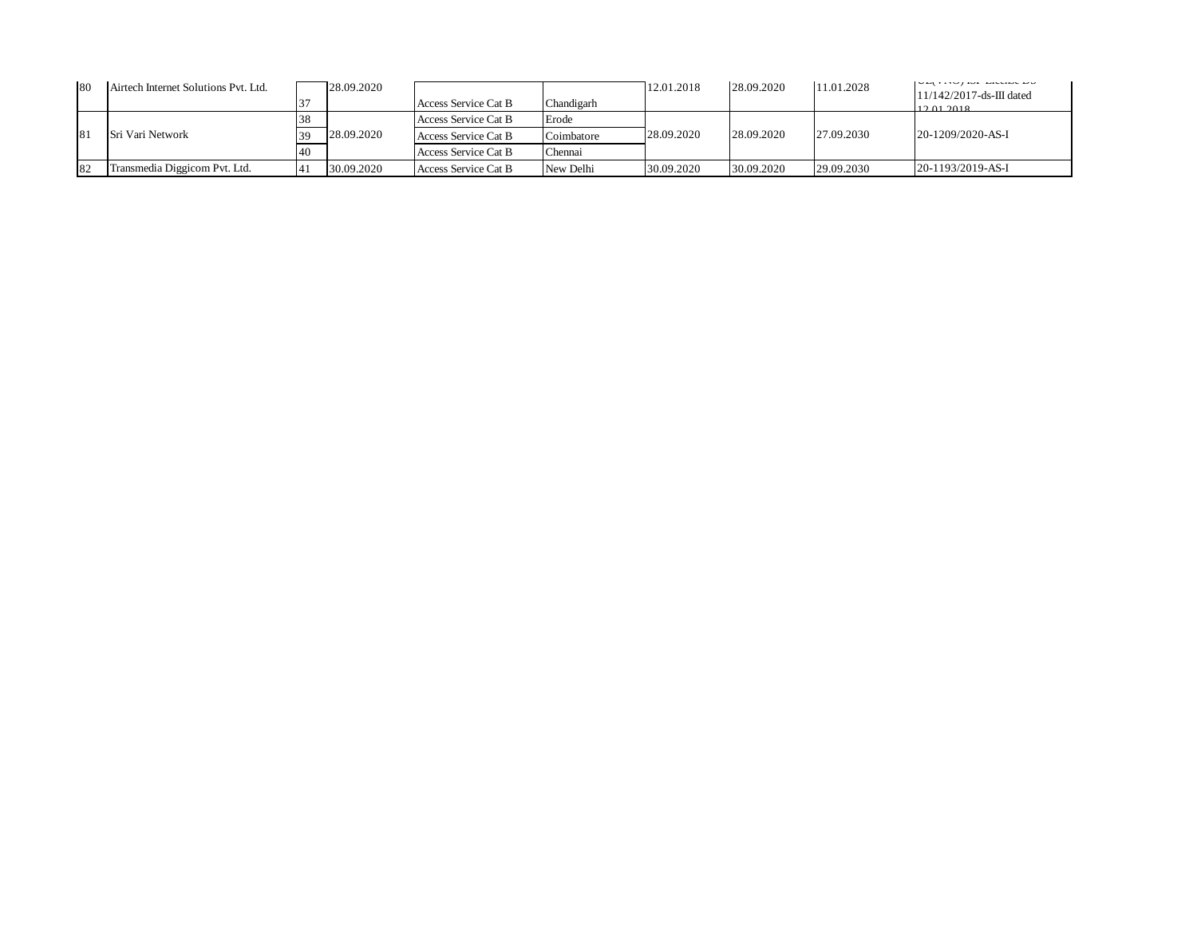| | | | | | | | | | |
|---|---|---|---|---|---|---|---|---|---|
| 80 | Airtech Internet Solutions Pvt. Ltd. | 37 | 28.09.2020 | Access Service Cat B | Chandigarh | 12.01.2018 | 28.09.2020 | 11.01.2028 | UL(VNO) ISP License DS 11/142/2017-ds-III dated 12.01.2018 |
| 81 | Sri Vari Network | 38 | 28.09.2020 | Access Service Cat B | Erode | 28.09.2020 | 28.09.2020 | 27.09.2030 | 20-1209/2020-AS-I |
| | | 39 | | Access Service Cat B | Coimbatore | | | | |
| | | 40 | | Access Service Cat B | Chennai | | | | |
| 82 | Transmedia Diggicom Pvt. Ltd. | 41 | 30.09.2020 | Access Service Cat B | New Delhi | 30.09.2020 | 30.09.2020 | 29.09.2030 | 20-1193/2019-AS-I |